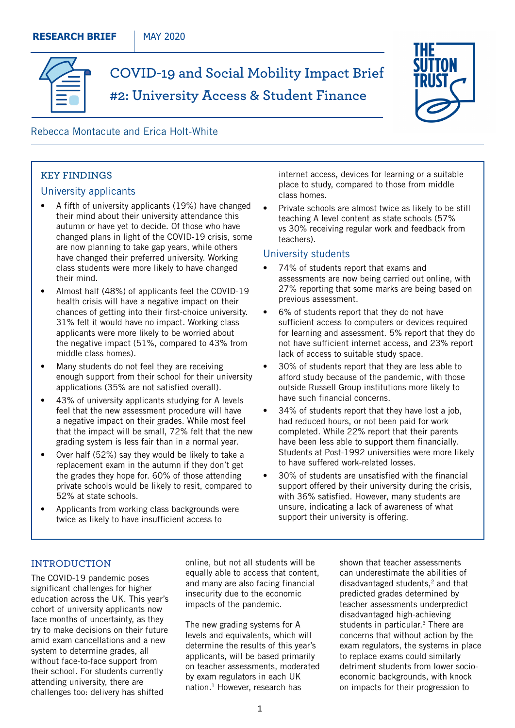**RESEARCH BRIEF** | MAY 2020

# COVID-19 and Social Mobility Impact Brief

# #2: University Access & Student Finance

Rebecca Montacute and Erica Holt-White

## KEY FINDINGS

### University applicants

- A fifth of university applicants (19%) have changed their mind about their university attendance this autumn or have yet to decide. Of those who have changed plans in light of the COVID-19 crisis, some are now planning to take gap years, while others have changed their preferred university. Working class students were more likely to have changed their mind.
- Almost half (48%) of applicants feel the COVID-19 health crisis will have a negative impact on their chances of getting into their first-choice university. 31% felt it would have no impact. Working class applicants were more likely to be worried about the negative impact (51%, compared to 43% from middle class homes).
- Many students do not feel they are receiving enough support from their school for their university applications (35% are not satisfied overall).
- 43% of university applicants studying for A levels feel that the new assessment procedure will have a negative impact on their grades. While most feel that the impact will be small, 72% felt that the new grading system is less fair than in a normal year.
- Over half (52%) say they would be likely to take a replacement exam in the autumn if they don't get the grades they hope for. 60% of those attending private schools would be likely to resit, compared to 52% at state schools.
- Applicants from working class backgrounds were twice as likely to have insufficient access to internet access, devices for learning or a suitable place to study, compared to those from middle class homes.
- Private schools are almost twice as likely to be still teaching A level content as state schools (57% vs 30% receiving regular work and feedback from teachers).

### University students

- 74% of students report that exams and assessments are now being carried out online, with 27% reporting that some marks are being based on previous assessment.
- 6% of students report that they do not have sufficient access to computers or devices required for learning and assessment. 5% report that they do not have sufficient internet access, and 23% report lack of access to suitable study space.
- 30% of students report that they are less able to afford study because of the pandemic, with those outside Russell Group institutions more likely to have such financial concerns.
- 34% of students report that they have lost a job, had reduced hours, or not been paid for work completed. While 22% report that their parents have been less able to support them financially. Students at Post-1992 universities were more likely to have suffered work-related losses.
- 30% of students are unsatisfied with the financial support offered by their university during the crisis, with 36% satisfied. However, many students are unsure, indicating a lack of awareness of what support their university is offering.

## INTRODUCTION

The COVID-19 pandemic poses significant challenges for higher education across the UK. This year's cohort of university applicants now face months of uncertainty, as they try to make decisions on their future amid exam cancellations and a new system to determine grades, all without face-to-face support from their school. For students currently attending university, there are challenges too: delivery has shifted online, but not all students will be equally able to access that content, and many are also facing financial insecurity due to the economic impacts of the pandemic.

The new grading systems for A levels and equivalents, which will determine the results of this year's applicants, will be based primarily on teacher assessments, moderated by exam regulators in each UK nation.[1] However, research has shown that teacher assessments can underestimate the abilities of disadvantaged students,[2] and that predicted grades determined by teacher assessments underpredict disadvantaged high-achieving students in particular.[3] There are concerns that without action by the exam regulators, the systems in place to replace exams could similarly detriment students from lower socio-economic backgrounds, with knock on impacts for their progression to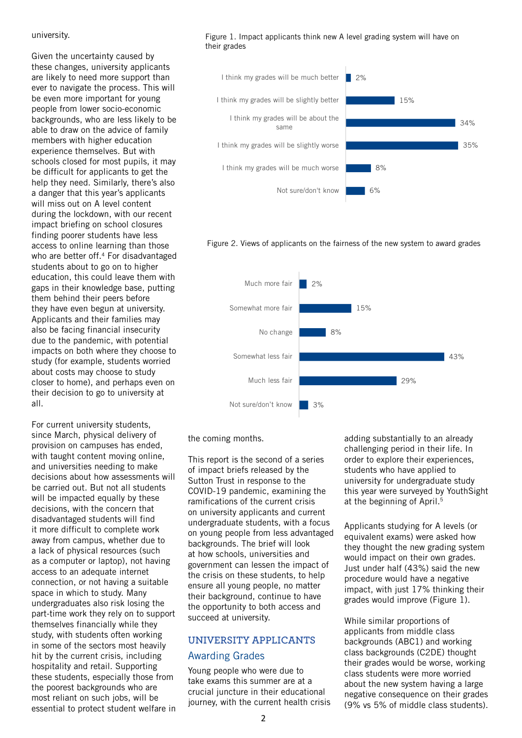university.

Given the uncertainty caused by these changes, university applicants are likely to need more support than ever to navigate the process. This will be even more important for young people from lower socio-economic backgrounds, who are less likely to be able to draw on the advice of family members with higher education experience themselves. But with schools closed for most pupils, it may be difficult for applicants to get the help they need. Similarly, there's also a danger that this year's applicants will miss out on A level content during the lockdown, with our recent impact briefing on school closures finding poorer students have less access to online learning than those who are better off.[4] For disadvantaged students about to go on to higher education, this could leave them with gaps in their knowledge base, putting them behind their peers before they have even begun at university. Applicants and their families may also be facing financial insecurity due to the pandemic, with potential impacts on both where they choose to study (for example, students worried about costs may choose to study closer to home), and perhaps even on their decision to go to university at all.

For current university students, since March, physical delivery of provision on campuses has ended, with taught content moving online, and universities needing to make decisions about how assessments will be carried out. But not all students will be impacted equally by these decisions, with the concern that disadvantaged students will find it more difficult to complete work away from campus, whether due to a lack of physical resources (such as a computer or laptop), not having access to an adequate internet connection, or not having a suitable space in which to study. Many undergraduates also risk losing the part-time work they rely on to support themselves financially while they study, with students often working in some of the sectors most heavily hit by the current crisis, including hospitality and retail. Supporting these students, especially those from the poorest backgrounds who are most reliant on such jobs, will be essential to protect student welfare in the coming months.

Figure 1. Impact applicants think new A level grading system will have on their grades

| Response | % |
|---|---|
| I think my grades will be much better | 2% |
| I think my grades will be slightly better | 15% |
| I think my grades will be about the same | 34% |
| I think my grades will be slightly worse | 35% |
| I think my grades will be much worse | 8% |
| Not sure/don't know | 6% |

Figure 2. Views of applicants on the fairness of the new system to award grades

| Response | % |
|---|---|
| Much more fair | 2% |
| Somewhat more fair | 15% |
| No change | 8% |
| Somewhat less fair | 43% |
| Much less fair | 29% |
| Not sure/don't know | 3% |

This report is the second of a series of impact briefs released by the Sutton Trust in response to the COVID-19 pandemic, examining the ramifications of the current crisis on university applicants and current undergraduate students, with a focus on young people from less advantaged backgrounds. The brief will look at how schools, universities and government can lessen the impact of the crisis on these students, to help ensure all young people, no matter their background, continue to have the opportunity to both access and succeed at university.

## UNIVERSITY APPLICANTS

### Awarding Grades

Young people who were due to take exams this summer are at a crucial juncture in their educational journey, with the current health crisis adding substantially to an already challenging period in their life. In order to explore their experiences, students who have applied to university for undergraduate study this year were surveyed by YouthSight at the beginning of April.[5]

Applicants studying for A levels (or equivalent exams) were asked how they thought the new grading system would impact on their own grades. Just under half (43%) said the new procedure would have a negative impact, with just 17% thinking their grades would improve (Figure 1).

While similar proportions of applicants from middle class backgrounds (ABC1) and working class backgrounds (C2DE) thought their grades would be worse, working class students were more worried about the new system having a large negative consequence on their grades (9% vs 5% of middle class students).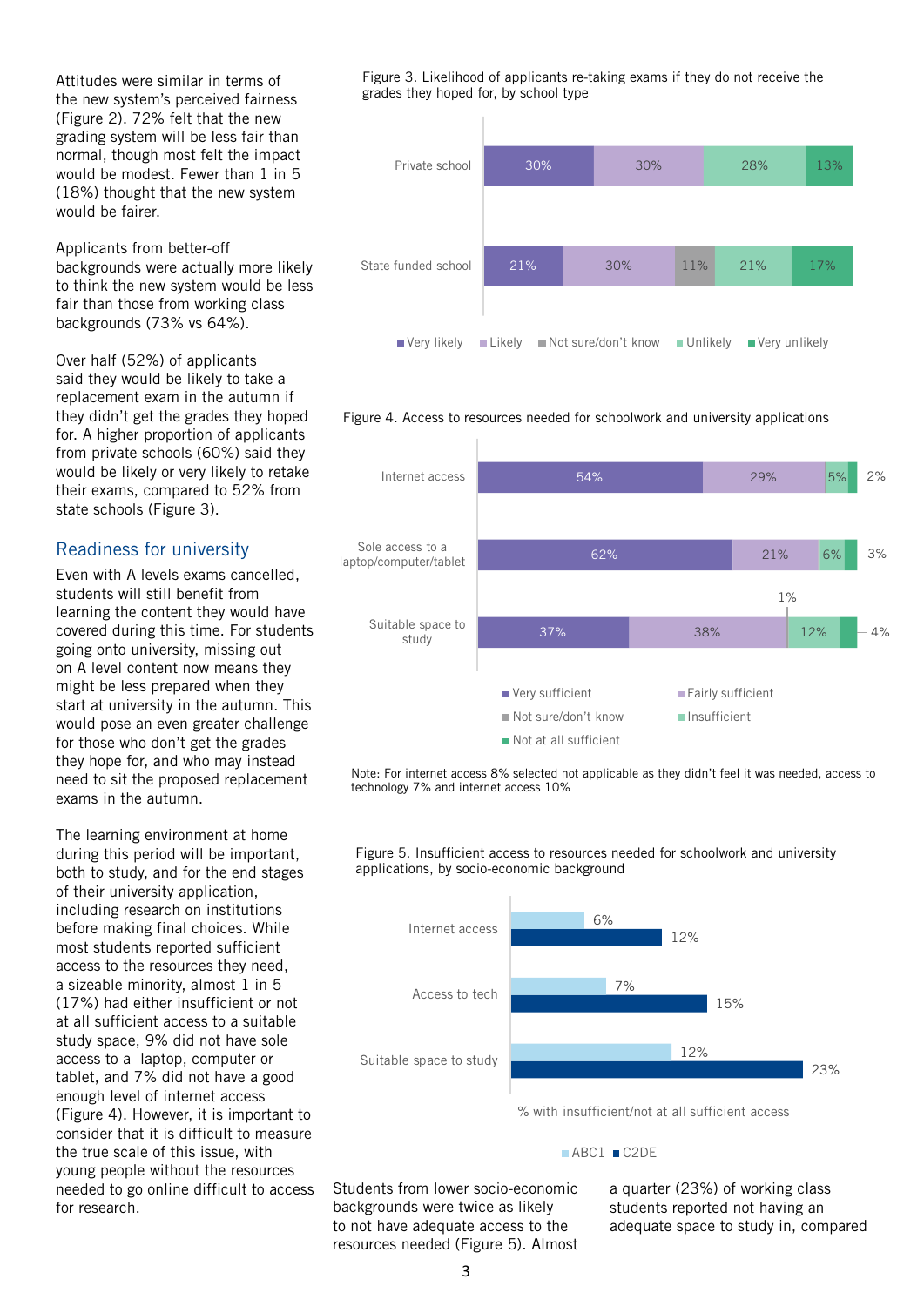Attitudes were similar in terms of the new system's perceived fairness (Figure 2). 72% felt that the new grading system will be less fair than normal, though most felt the impact would be modest. Fewer than 1 in 5 (18%) thought that the new system would be fairer.

Applicants from better-off backgrounds were actually more likely to think the new system would be less fair than those from working class backgrounds (73% vs 64%).

Over half (52%) of applicants said they would be likely to take a replacement exam in the autumn if they didn't get the grades they hoped for. A higher proportion of applicants from private schools (60%) said they would be likely or very likely to retake their exams, compared to 52% from state schools (Figure 3).

## Readiness for university

Even with A levels exams cancelled, students will still benefit from learning the content they would have covered during this time. For students going onto university, missing out on A level content now means they might be less prepared when they start at university in the autumn. This would pose an even greater challenge for those who don't get the grades they hope for, and who may instead need to sit the proposed replacement exams in the autumn.

The learning environment at home during this period will be important, both to study, and for the end stages of their university application, including research on institutions before making final choices. While most students reported sufficient access to the resources they need, a sizeable minority, almost 1 in 5 (17%) had either insufficient or not at all sufficient access to a suitable study space, 9% did not have sole access to a laptop, computer or tablet, and 7% did not have a good enough level of internet access (Figure 4). However, it is important to consider that it is difficult to measure the true scale of this issue, with young people without the resources needed to go online difficult to access for research.

Figure 3. Likelihood of applicants re-taking exams if they do not receive the grades they hoped for, by school type

| | Very likely | Likely | Not sure/don't know | Unlikely | Very unlikely |
|---|---|---|---|---|---|
| Private school | 30% | 30% | | 28% | 13% |
| State funded school | 21% | 30% | 11% | 21% | 17% |

Figure 4. Access to resources needed for schoolwork and university applications

| | Very sufficient | Fairly sufficient | Not sure/don't know | Insufficient | Not at all sufficient |
|---|---|---|---|---|---|
| Internet access | 54% | 29% | | 5% | 2% |
| Sole access to a laptop/computer/tablet | 62% | 21% | | 6% | 3% |
| Suitable space to study | 37% | 38% | 1% | 12% | 4% |

Note: For internet access 8% selected not applicable as they didn't feel it was needed, access to technology 7% and internet access 10%

Figure 5. Insufficient access to resources needed for schoolwork and university applications, by socio-economic background

% with insufficient/not at all sufficient access

| | ABC1 | C2DE |
|---|---|---|
| Internet access | 6% | 12% |
| Access to tech | 7% | 15% |
| Suitable space to study | 12% | 23% |

Students from lower socio-economic backgrounds were twice as likely to not have adequate access to the resources needed (Figure 5). Almost a quarter (23%) of working class students reported not having an adequate space to study in, compared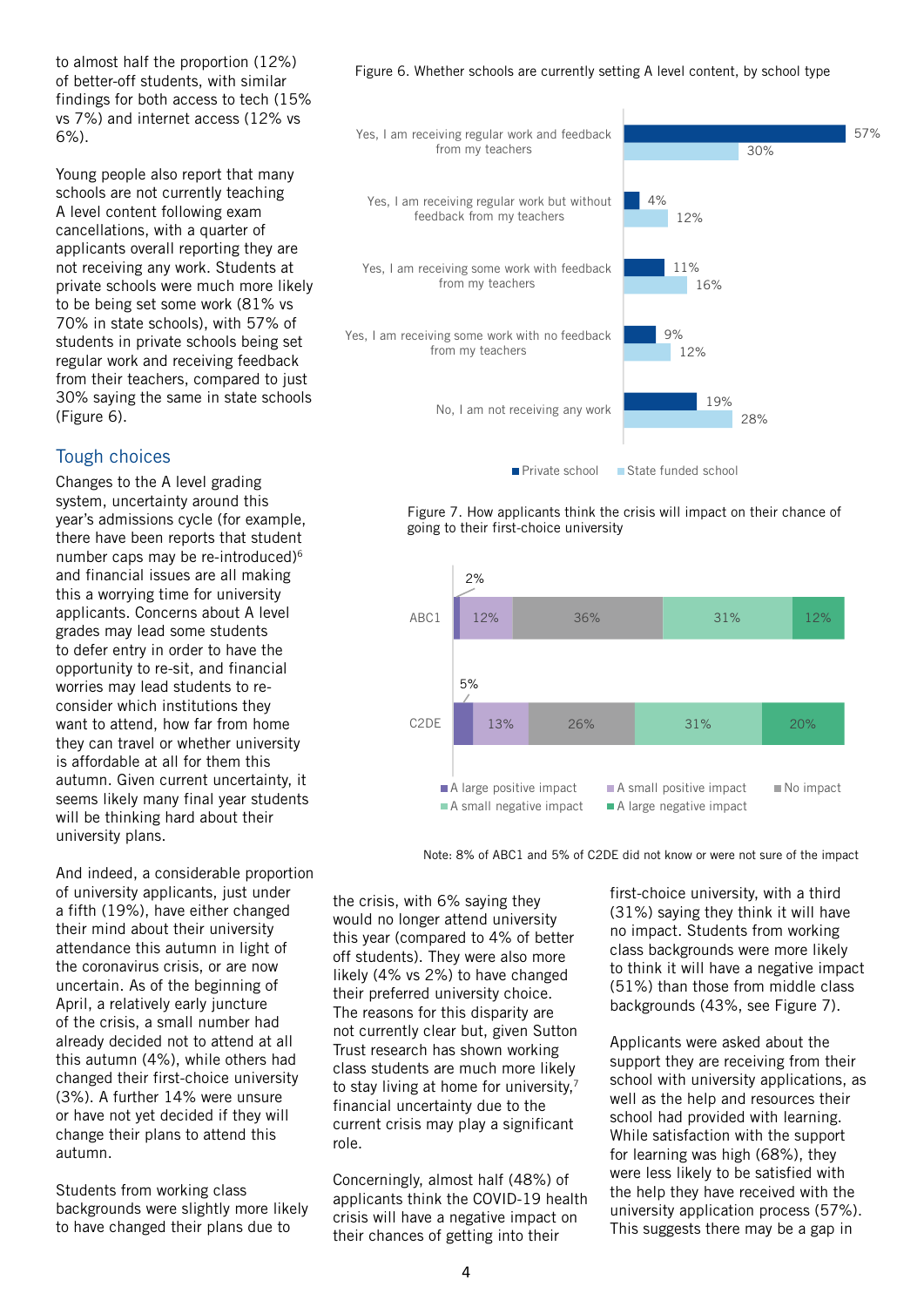to almost half the proportion (12%) of better-off students, with similar findings for both access to tech (15% vs 7%) and internet access (12% vs 6%).

Young people also report that many schools are not currently teaching A level content following exam cancellations, with a quarter of applicants overall reporting they are not receiving any work. Students at private schools were much more likely to be being set some work (81% vs 70% in state schools), with 57% of students in private schools being set regular work and receiving feedback from their teachers, compared to just 30% saying the same in state schools (Figure 6).

Figure 6. Whether schools are currently setting A level content, by school type

| | Private school | State funded school |
|---|---|---|
| Yes, I am receiving regular work and feedback from my teachers | 57% | 30% |
| Yes, I am receiving regular work but without feedback from my teachers | 4% | 12% |
| Yes, I am receiving some work with feedback from my teachers | 11% | 16% |
| Yes, I am receiving some work with no feedback from my teachers | 9% | 12% |
| No, I am not receiving any work | 19% | 28% |

## Tough choices

Changes to the A level grading system, uncertainty around this year's admissions cycle (for example, there have been reports that student number caps may be re-introduced)[6] and financial issues are all making this a worrying time for university applicants. Concerns about A level grades may lead some students to defer entry in order to have the opportunity to re-sit, and financial worries may lead students to re-consider which institutions they want to attend, how far from home they can travel or whether university is affordable at all for them this autumn. Given current uncertainty, it seems likely many final year students will be thinking hard about their university plans.

And indeed, a considerable proportion of university applicants, just under a fifth (19%), have either changed their mind about their university attendance this autumn in light of the coronavirus crisis, or are now uncertain. As of the beginning of April, a relatively early juncture of the crisis, a small number had already decided not to attend at all this autumn (4%), while others had changed their first-choice university (3%). A further 14% were unsure or have not yet decided if they will change their plans to attend this autumn.

Students from working class backgrounds were slightly more likely to have changed their plans due to the crisis, with 6% saying they would no longer attend university this year (compared to 4% of better off students). They were also more likely (4% vs 2%) to have changed their preferred university choice. The reasons for this disparity are not currently clear but, given Sutton Trust research has shown working class students are much more likely to stay living at home for university,[7] financial uncertainty due to the current crisis may play a significant role.

Concerningly, almost half (48%) of applicants think the COVID-19 health crisis will have a negative impact on their chances of getting into their first-choice university, with a third (31%) saying they think it will have no impact. Students from working class backgrounds were more likely to think it will have a negative impact (51%) than those from middle class backgrounds (43%, see Figure 7).

Figure 7. How applicants think the crisis will impact on their chance of going to their first-choice university

| | A large positive impact | A small positive impact | No impact | A small negative impact | A large negative impact |
|---|---|---|---|---|---|
| ABC1 | 2% | 12% | 36% | 31% | 12% |
| C2DE | 5% | 13% | 26% | 31% | 20% |

Note: 8% of ABC1 and 5% of C2DE did not know or were not sure of the impact

Applicants were asked about the support they are receiving from their school with university applications, as well as the help and resources their school had provided with learning. While satisfaction with the support for learning was high (68%), they were less likely to be satisfied with the help they have received with the university application process (57%). This suggests there may be a gap in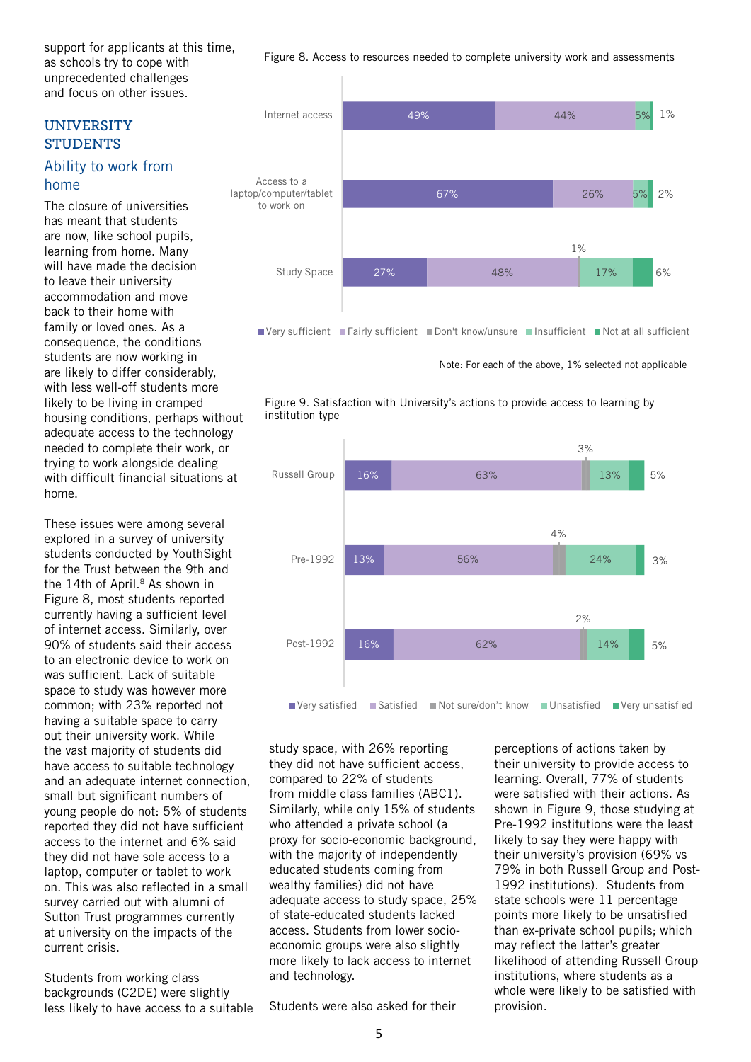support for applicants at this time, as schools try to cope with unprecedented challenges and focus on other issues.

## UNIVERSITY STUDENTS

### Ability to work from home

The closure of universities has meant that students are now, like school pupils, learning from home. Many will have made the decision to leave their university accommodation and move back to their home with family or loved ones. As a consequence, the conditions students are now working in are likely to differ considerably, with less well-off students more likely to be living in cramped housing conditions, perhaps without adequate access to the technology needed to complete their work, or trying to work alongside dealing with difficult financial situations at home.

These issues were among several explored in a survey of university students conducted by YouthSight for the Trust between the 9th and the 14th of April.[8] As shown in Figure 8, most students reported currently having a sufficient level of internet access. Similarly, over 90% of students said their access to an electronic device to work on was sufficient. Lack of suitable space to study was however more common; with 23% reported not having a suitable space to carry out their university work. While the vast majority of students did have access to suitable technology and an adequate internet connection, small but significant numbers of young people do not: 5% of students reported they did not have sufficient access to the internet and 6% said they did not have sole access to a laptop, computer or tablet to work on. This was also reflected in a small survey carried out with alumni of Sutton Trust programmes currently at university on the impacts of the current crisis.

Figure 8. Access to resources needed to complete university work and assessments

| | Very sufficient | Fairly sufficient | Don't know/unsure | Insufficient | Not at all sufficient |
|---|---|---|---|---|---|
| Internet access | 49% | 44% | | 5% | 1% |
| Access to a laptop/computer/tablet to work on | 67% | 26% | | 5% | 2% |
| Study Space | 27% | 48% | 1% | 17% | 6% |

Note: For each of the above, 1% selected not applicable

Students from working class backgrounds (C2DE) were slightly less likely to have access to a suitable study space, with 26% reporting they did not have sufficient access, compared to 22% of students from middle class families (ABC1). Similarly, while only 15% of students who attended a private school (a proxy for socio-economic background, with the majority of independently educated students coming from wealthy families) did not have adequate access to study space, 25% of state-educated students lacked access. Students from lower socio-economic groups were also slightly more likely to lack access to internet and technology.

Students were also asked for their perceptions of actions taken by their university to provide access to learning. Overall, 77% of students were satisfied with their actions. As shown in Figure 9, those studying at Pre-1992 institutions were the least likely to say they were happy with their university's provision (69% vs 79% in both Russell Group and Post-1992 institutions). Students from state schools were 11 percentage points more likely to be unsatisfied than ex-private school pupils; which may reflect the latter's greater likelihood of attending Russell Group institutions, students as a whole were likely to be satisfied with provision.

Figure 9. Satisfaction with University's actions to provide access to learning by institution type

| | Very satisfied | Satisfied | Not sure/don't know | Unsatisfied | Very unsatisfied |
|---|---|---|---|---|---|
| Russell Group | 16% | 63% | 3% | 13% | 5% |
| Pre-1992 | 13% | 56% | 4% | 24% | 3% |
| Post-1992 | 16% | 62% | 2% | 14% | 5% |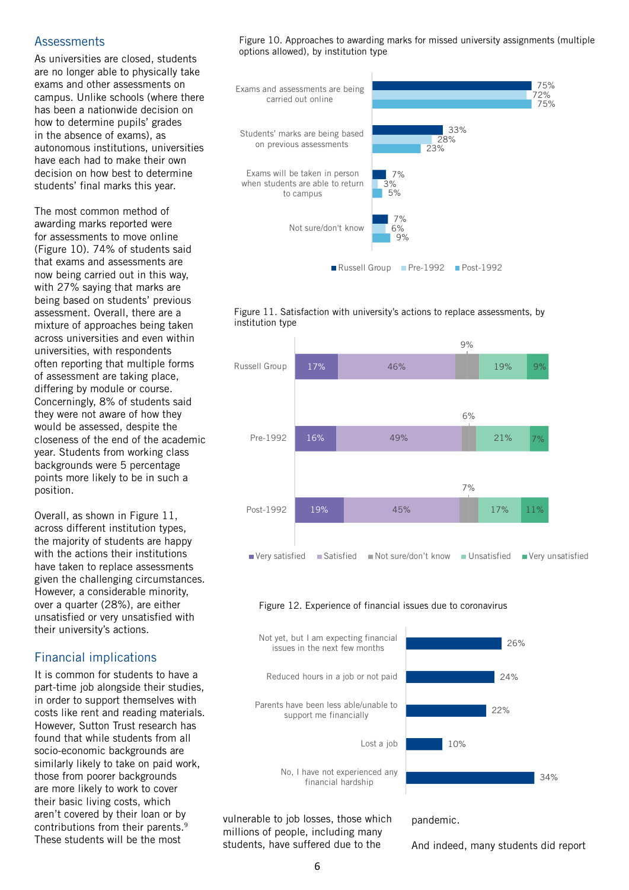## Assessments

As universities are closed, students are no longer able to physically take exams and other assessments on campus. Unlike schools (where there has been a nationwide decision on how to determine pupils' grades in the absence of exams), as autonomous institutions, universities have each had to make their own decision on how best to determine students' final marks this year.

The most common method of awarding marks reported were for assessments to move online (Figure 10). 74% of students said that exams and assessments are now being carried out in this way, with 27% saying that marks are being based on students' previous assessment. Overall, there are a mixture of approaches being taken across universities and even within universities, with respondents often reporting that multiple forms of assessment are taking place, differing by module or course. Concerningly, 8% of students said they were not aware of how they would be assessed, despite the closeness of the end of the academic year. Students from working class backgrounds were 5 percentage points more likely to be in such a position.

Overall, as shown in Figure 11, across different institution types, the majority of students are happy with the actions their institutions have taken to replace assessments given the challenging circumstances. However, a considerable minority, over a quarter (28%), are either unsatisfied or very unsatisfied with their university's actions.

## Financial implications

It is common for students to have a part-time job alongside their studies, in order to support themselves with costs like rent and reading materials. However, Sutton Trust research has found that while students from all socio-economic backgrounds are similarly likely to take on paid work, those from poorer backgrounds are more likely to work to cover their basic living costs, which aren't covered by their loan or by contributions from their parents.[9] These students will be the most vulnerable to job losses, those which millions of people, including many students, have suffered due to the pandemic.

And indeed, many students did report

Figure 10. Approaches to awarding marks for missed university assignments (multiple options allowed), by institution type

| | Russell Group | Pre-1992 | Post-1992 |
|---|---|---|---|
| Exams and assessments are being carried out online | 75% | 72% | 75% |
| Students' marks are being based on previous assessments | 33% | 28% | 23% |
| Exams will be taken in person when students are able to return to campus | 7% | 3% | 5% |
| Not sure/don't know | 7% | 6% | 9% |

Figure 11. Satisfaction with university's actions to replace assessments, by institution type

| | Very satisfied | Satisfied | Not sure/don't know | Unsatisfied | Very unsatisfied |
|---|---|---|---|---|---|
| Russell Group | 17% | 46% | 9% | 19% | 9% |
| Pre-1992 | 16% | 49% | 6% | 21% | 7% |
| Post-1992 | 19% | 45% | 7% | 17% | 11% |

Figure 12. Experience of financial issues due to coronavirus

| | |
|---|---|
| Not yet, but I am expecting financial issues in the next few months | 26% |
| Reduced hours in a job or not paid | 24% |
| Parents have been less able/unable to support me financially | 22% |
| Lost a job | 10% |
| No, I have not experienced any financial hardship | 34% |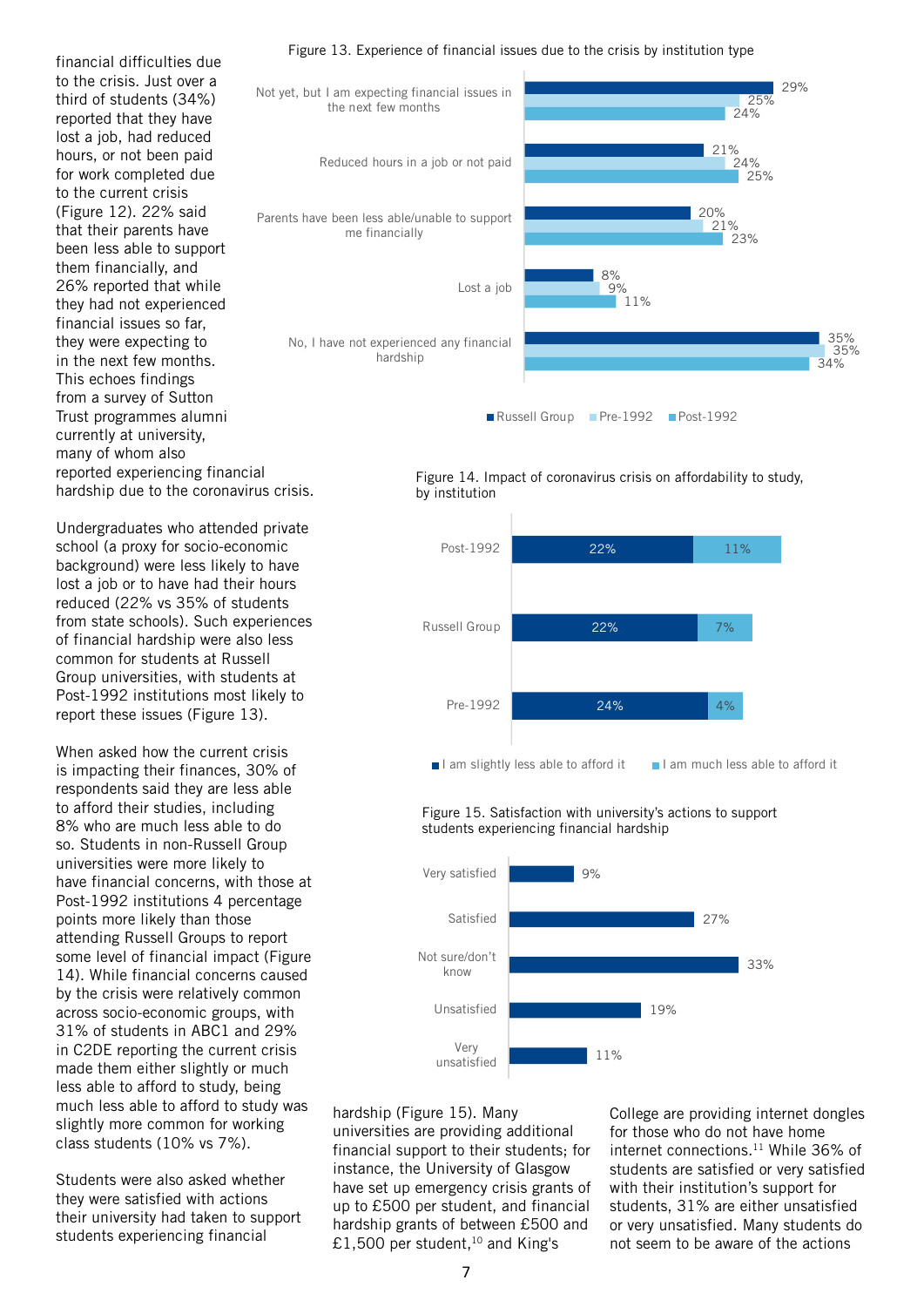financial difficulties due to the crisis. Just over a third of students (34%) reported that they have lost a job, had reduced hours, or not been paid for work completed due to the current crisis (Figure 12). 22% said that their parents have been less able to support them financially, and 26% reported that while they had not experienced financial issues so far, they were expecting to in the next few months. This echoes findings from a survey of Sutton Trust programmes alumni currently at university, many of whom also reported experiencing financial hardship due to the coronavirus crisis.

Undergraduates who attended private school (a proxy for socio-economic background) were less likely to have lost a job or to have had their hours reduced (22% vs 35% of students from state schools). Such experiences of financial hardship were also less common for students at Russell Group universities, with students at Post-1992 institutions most likely to report these issues (Figure 13).

When asked how the current crisis is impacting their finances, 30% of respondents said they are less able to afford their studies, including 8% who are much less able to do so. Students in non-Russell Group universities were more likely to have financial concerns, with those at Post-1992 institutions 4 percentage points more likely than those attending Russell Groups to report some level of financial impact (Figure 14). While financial concerns caused by the crisis were relatively common across socio-economic groups, with 31% of students in ABC1 and 29% in C2DE reporting the current crisis made them either slightly or much less able to afford to study, being much less able to afford to study was slightly more common for working class students (10% vs 7%).

Students were also asked whether they were satisfied with actions their university had taken to support students experiencing financial hardship (Figure 15). Many universities are providing additional financial support to their students; for instance, the University of Glasgow have set up emergency crisis grants of up to £500 per student, and financial hardship grants of between £500 and £1,500 per student,[10] and King's College are providing internet dongles for those who do not have home internet connections.[11] While 36% of students are satisfied or very satisfied with their institution's support for students, 31% are either unsatisfied or very unsatisfied. Many students do not seem to be aware of the actions

Figure 13. Experience of financial issues due to the crisis by institution type

| | Russell Group | Pre-1992 | Post-1992 |
|---|---|---|---|
| Not yet, but I am expecting financial issues in the next few months | 29% | 25% | 24% |
| Reduced hours in a job or not paid | 21% | 24% | 25% |
| Parents have been less able/unable to support me financially | 20% | 21% | 23% |
| Lost a job | 8% | 9% | 11% |
| No, I have not experienced any financial hardship | 35% | 35% | 34% |

Figure 14. Impact of coronavirus crisis on affordability to study, by institution

| | I am slightly less able to afford it | I am much less able to afford it |
|---|---|---|
| Post-1992 | 22% | 11% |
| Russell Group | 22% | 7% |
| Pre-1992 | 24% | 4% |

Figure 15. Satisfaction with university's actions to support students experiencing financial hardship

| | |
|---|---|
| Very satisfied | 9% |
| Satisfied | 27% |
| Not sure/don't know | 33% |
| Unsatisfied | 19% |
| Very unsatisfied | 11% |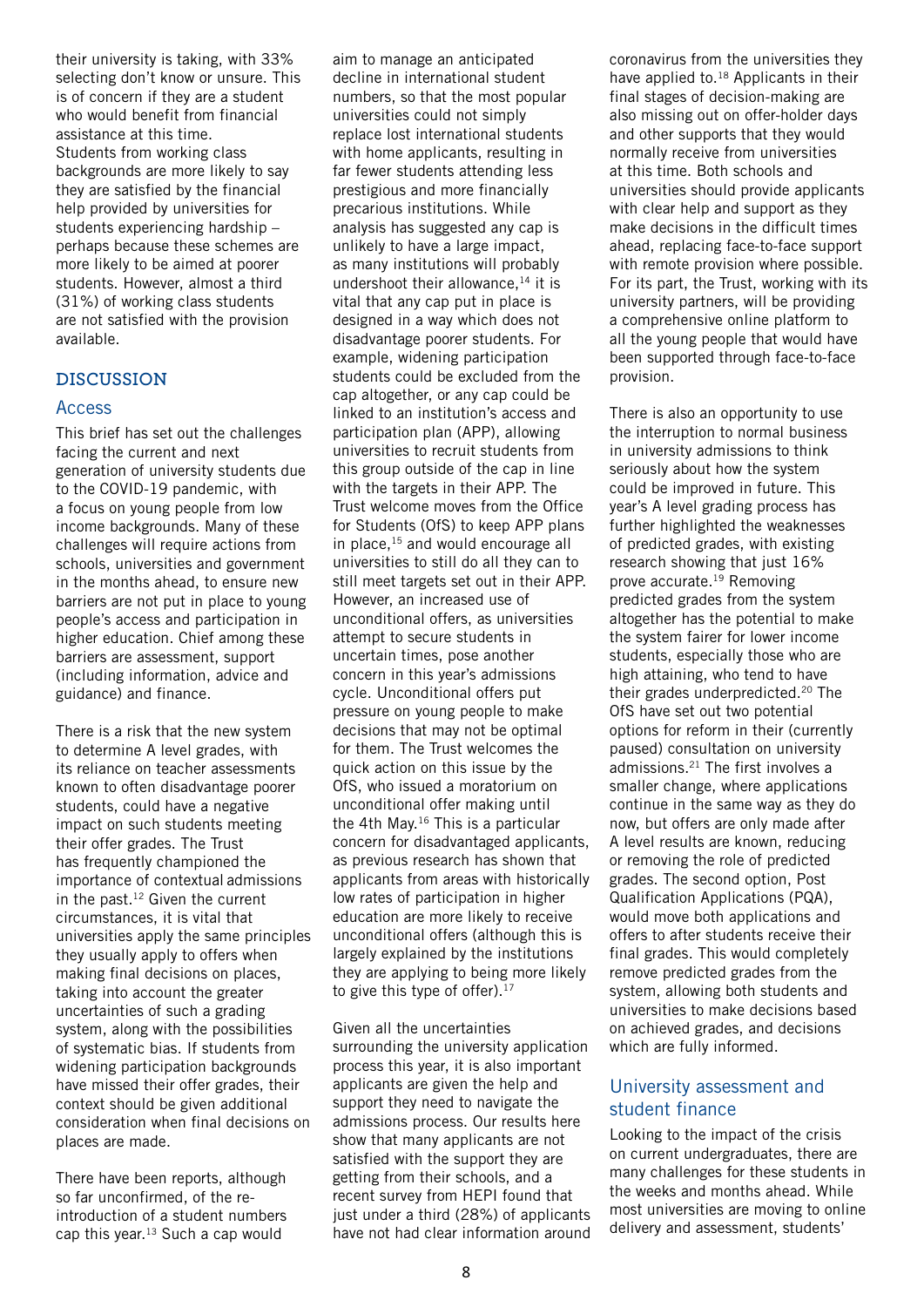their university is taking, with 33% selecting don't know or unsure. This is of concern if they are a student who would benefit from financial assistance at this time. Students from working class backgrounds are more likely to say they are satisfied by the financial help provided by universities for students experiencing hardship – perhaps because these schemes are more likely to be aimed at poorer students. However, almost a third (31%) of working class students are not satisfied with the provision available.

## DISCUSSION

### Access

This brief has set out the challenges facing the current and next generation of university students due to the COVID-19 pandemic, with a focus on young people from low income backgrounds. Many of these challenges will require actions from schools, universities and government in the months ahead, to ensure new barriers are not put in place to young people's access and participation in higher education. Chief among these barriers are assessment, support (including information, advice and guidance) and finance.

There is a risk that the new system to determine A level grades, with its reliance on teacher assessments known to often disadvantage poorer students, could have a negative impact on such students meeting their offer grades. The Trust has frequently championed the importance of contextual admissions in the past.[12] Given the current circumstances, it is vital that universities apply the same principles they usually apply to offers when making final decisions on places, taking into account the greater uncertainties of such a grading system, along with the possibilities of systematic bias. If students from widening participation backgrounds have missed their offer grades, their context should be given additional consideration when final decisions on places are made.

There have been reports, although so far unconfirmed, of the re-introduction of a student numbers cap this year.[13] Such a cap would aim to manage an anticipated decline in international student numbers, so that the most popular universities could not simply replace lost international students with home applicants, resulting in far fewer students attending less prestigious and more financially precarious institutions. While analysis has suggested any cap is unlikely to have a large impact, as many institutions will probably undershoot their allowance,[14] it is vital that any cap put in place is designed in a way which does not disadvantage poorer students. For example, widening participation students could be excluded from the cap altogether, or any cap could be linked to an institution's access and participation plan (APP), allowing universities to recruit students from this group outside of the cap in line with the targets in their APP. The Trust welcome moves from the Office for Students (OfS) to keep APP plans in place,[15] and would encourage all universities to still do all they can to still meet targets set out in their APP. However, an increased use of unconditional offers, as universities attempt to secure students in uncertain times, pose another concern in this year's admissions cycle. Unconditional offers put pressure on young people to make decisions that may not be optimal for them. The Trust welcomes the quick action on this issue by the OfS, who issued a moratorium on unconditional offer making until the 4th May.[16] This is a particular concern for disadvantaged applicants, as previous research has shown that applicants from areas with historically low rates of participation in higher education are more likely to receive unconditional offers (although this is largely explained by the institutions they are applying to being more likely to give this type of offer).[17]

Given all the uncertainties surrounding the university application process this year, it is also important applicants are given the help and support they need to navigate the admissions process. Our results here show that many applicants are not satisfied with the support they are getting from their schools, and a recent survey from HEPI found that just under a third (28%) of applicants have not had clear information around coronavirus from the universities they have applied to.[18] Applicants in their final stages of decision-making are also missing out on offer-holder days and other supports that they would normally receive from universities at this time. Both schools and universities should provide applicants with clear help and support as they make decisions in the difficult times ahead, replacing face-to-face support with remote provision where possible. For its part, the Trust, working with its university partners, will be providing a comprehensive online platform to all the young people that would have been supported through face-to-face provision.

There is also an opportunity to use the interruption to normal business in university admissions to think seriously about how the system could be improved in future. This year's A level grading process has further highlighted the weaknesses of predicted grades, with existing research showing that just 16% prove accurate.[19] Removing predicted grades from the system altogether has the potential to make the system fairer for lower income students, especially those who are high attaining, who tend to have their grades underpredicted.[20] The OfS have set out two potential options for reform in their (currently paused) consultation on university admissions.[21] The first involves a smaller change, where applications continue in the same way as they do now, but offers are only made after A level results are known, reducing or removing the role of predicted grades. The second option, Post Qualification Applications (PQA), would move both applications and offers to after students receive their final grades. This would completely remove predicted grades from the system, allowing both students and universities to make decisions based on achieved grades, and decisions which are fully informed.

### University assessment and student finance

Looking to the impact of the crisis on current undergraduates, there are many challenges for these students in the weeks and months ahead. While most universities are moving to online delivery and assessment, students'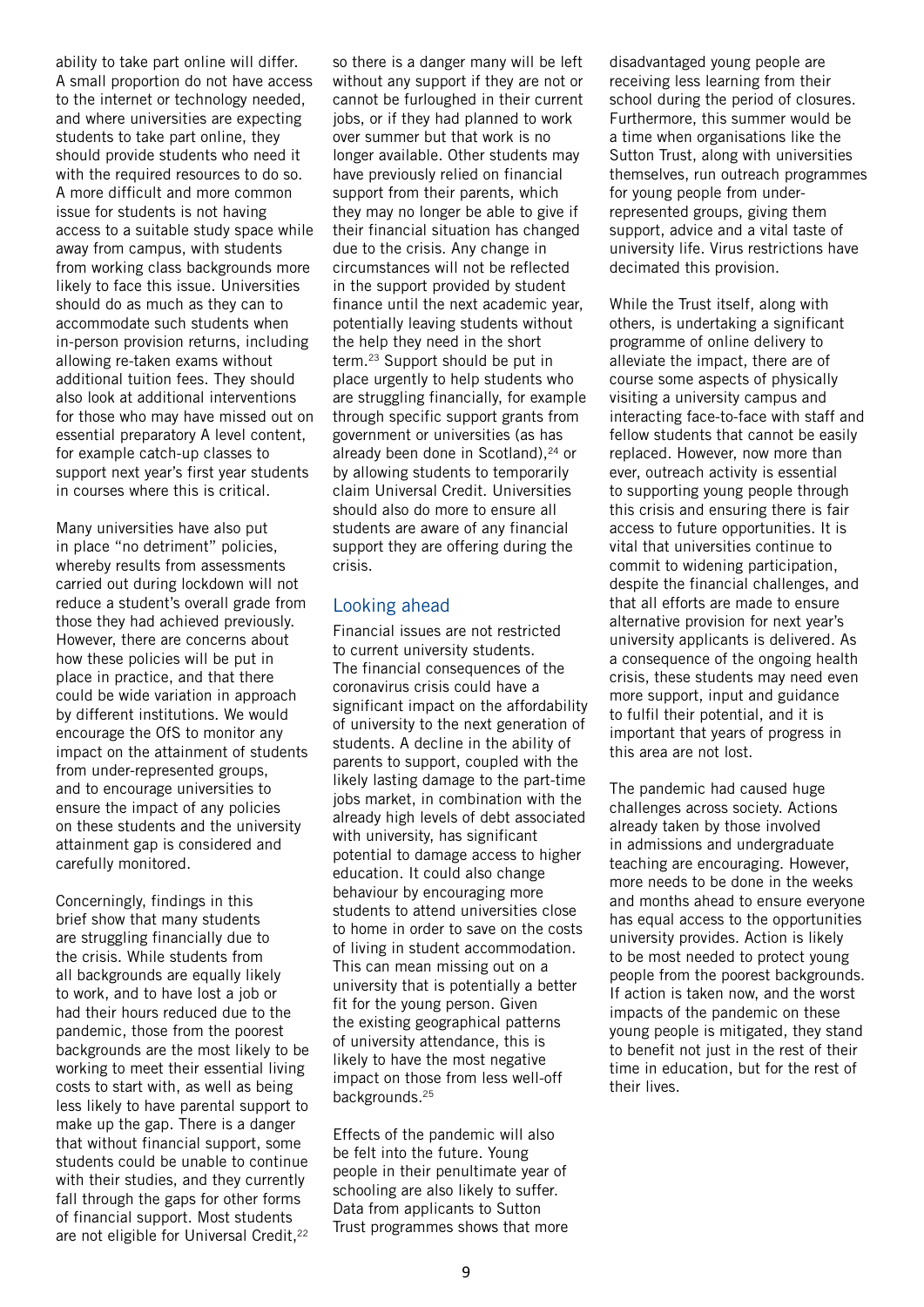ability to take part online will differ. A small proportion do not have access to the internet or technology needed, and where universities are expecting students to take part online, they should provide students who need it with the required resources to do so. A more difficult and more common issue for students is not having access to a suitable study space while away from campus, with students from working class backgrounds more likely to face this issue. Universities should do as much as they can to accommodate such students when in-person provision returns, including allowing re-taken exams without additional tuition fees. They should also look at additional interventions for those who may have missed out on essential preparatory A level content, for example catch-up classes to support next year's first year students in courses where this is critical.

Many universities have also put in place "no detriment" policies, whereby results from assessments carried out during lockdown will not reduce a student's overall grade from those they had achieved previously. However, there are concerns about how these policies will be put in place in practice, and that there could be wide variation in approach by different institutions. We would encourage the OfS to monitor any impact on the attainment of students from under-represented groups, and to encourage universities to ensure the impact of any policies on these students and the university attainment gap is considered and carefully monitored.

Concerningly, findings in this brief show that many students are struggling financially due to the crisis. While students from all backgrounds are equally likely to work, and to have lost a job or had their hours reduced due to the pandemic, those from the poorest backgrounds are the most likely to be working to meet their essential living costs to start with, as well as being less likely to have parental support to make up the gap. There is a danger that without financial support, some students could be unable to continue with their studies, and they currently fall through the gaps for other forms of financial support. Most students are not eligible for Universal Credit,[22] so there is a danger many will be left without any support if they are not or cannot be furloughed in their current jobs, or if they had planned to work over summer but that work is no longer available. Other students may have previously relied on financial support from their parents, which they may no longer be able to give if their financial situation has changed due to the crisis. Any change in circumstances will not be reflected in the support provided by student finance until the next academic year, potentially leaving students without the help they need in the short term.[23] Support should be put in place urgently to help students who are struggling financially, for example through specific support grants from government or universities (as has already been done in Scotland),[24] or by allowing students to temporarily claim Universal Credit. Universities should also do more to ensure all students are aware of any financial support they are offering during the crisis.

## Looking ahead

Financial issues are not restricted to current university students. The financial consequences of the coronavirus crisis could have a significant impact on the affordability of university to the next generation of students. A decline in the ability of parents to support, coupled with the likely lasting damage to the part-time jobs market, in combination with the already high levels of debt associated with university, has significant potential to damage access to higher education. It could also change behaviour by encouraging more students to attend universities close to home in order to save on the costs of living in student accommodation. This can mean missing out on a university that is potentially a better fit for the young person. Given the existing geographical patterns of university attendance, this is likely to have the most negative impact on those from less well-off backgrounds.[25]

Effects of the pandemic will also be felt into the future. Young people in their penultimate year of schooling are also likely to suffer. Data from applicants to Sutton Trust programmes shows that more disadvantaged young people are receiving less learning from their school during the period of closures. Furthermore, this summer would be a time when organisations like the Sutton Trust, along with universities themselves, run outreach programmes for young people from under-represented groups, giving them support, advice and a vital taste of university life. Virus restrictions have decimated this provision.

While the Trust itself, along with others, is undertaking a significant programme of online delivery to alleviate the impact, there are of course some aspects of physically visiting a university campus and interacting face-to-face with staff and fellow students that cannot be easily replaced. However, now more than ever, outreach activity is essential to supporting young people through this crisis and ensuring there is fair access to future opportunities. It is vital that universities continue to commit to widening participation, despite the financial challenges, and that all efforts are made to ensure alternative provision for next year's university applicants is delivered. As a consequence of the ongoing health crisis, these students may need even more support, input and guidance to fulfil their potential, and it is important that years of progress in this area are not lost.

The pandemic had caused huge challenges across society. Actions already taken by those involved in admissions and undergraduate teaching are encouraging. However, more needs to be done in the weeks and months ahead to ensure everyone has equal access to the opportunities university provides. Action is likely to be most needed to protect young people from the poorest backgrounds. If action is taken now, and the worst impacts of the pandemic on these young people is mitigated, they stand to benefit not just in the rest of their time in education, but for the rest of their lives.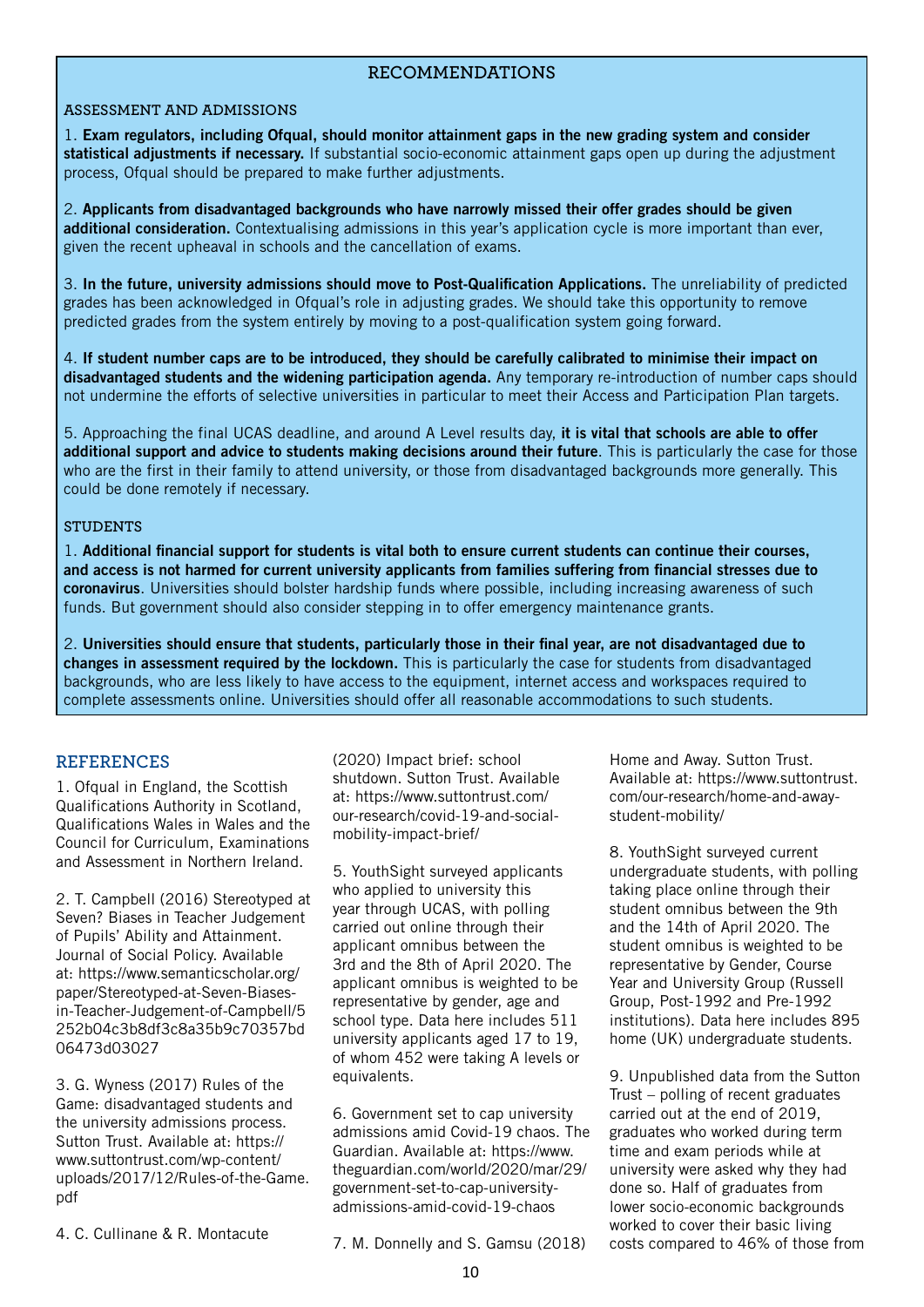## RECOMMENDATIONS

### ASSESSMENT AND ADMISSIONS

1. **Exam regulators, including Ofqual, should monitor attainment gaps in the new grading system and consider statistical adjustments if necessary.** If substantial socio-economic attainment gaps open up during the adjustment process, Ofqual should be prepared to make further adjustments.

2. **Applicants from disadvantaged backgrounds who have narrowly missed their offer grades should be given additional consideration.** Contextualising admissions in this year's application cycle is more important than ever, given the recent upheaval in schools and the cancellation of exams.

3. **In the future, university admissions should move to Post-Qualification Applications.** The unreliability of predicted grades has been acknowledged in Ofqual's role in adjusting grades. We should take this opportunity to remove predicted grades from the system entirely by moving to a post-qualification system going forward.

4. **If student number caps are to be introduced, they should be carefully calibrated to minimise their impact on disadvantaged students and the widening participation agenda.** Any temporary re-introduction of number caps should not undermine the efforts of selective universities in particular to meet their Access and Participation Plan targets.

5. Approaching the final UCAS deadline, and around A Level results day, **it is vital that schools are able to offer additional support and advice to students making decisions around their future**. This is particularly the case for those who are the first in their family to attend university, or those from disadvantaged backgrounds more generally. This could be done remotely if necessary.

### STUDENTS

1. **Additional financial support for students is vital both to ensure current students can continue their courses, and access is not harmed for current university applicants from families suffering from financial stresses due to coronavirus**. Universities should bolster hardship funds where possible, including increasing awareness of such funds. But government should also consider stepping in to offer emergency maintenance grants.

2. **Universities should ensure that students, particularly those in their final year, are not disadvantaged due to changes in assessment required by the lockdown.** This is particularly the case for students from disadvantaged backgrounds, who are less likely to have access to the equipment, internet access and workspaces required to complete assessments online. Universities should offer all reasonable accommodations to such students.

## REFERENCES

1. Ofqual in England, the Scottish Qualifications Authority in Scotland, Qualifications Wales in Wales and the Council for Curriculum, Examinations and Assessment in Northern Ireland.

2. T. Campbell (2016) Stereotyped at Seven? Biases in Teacher Judgement of Pupils' Ability and Attainment. Journal of Social Policy. Available at: https://www.semanticscholar.org/paper/Stereotyped-at-Seven-Biases-in-Teacher-Judgement-of-Campbell/5252b04c3b8df3c8a35b9c70357bd06473d03027

3. G. Wyness (2017) Rules of the Game: disadvantaged students and the university admissions process. Sutton Trust. Available at: https://www.suttontrust.com/wp-content/uploads/2017/12/Rules-of-the-Game.pdf

4. C. Cullinane & R. Montacute (2020) Impact brief: school shutdown. Sutton Trust. Available at: https://www.suttontrust.com/our-research/covid-19-and-social-mobility-impact-brief/

5. YouthSight surveyed applicants who applied to university this year through UCAS, with polling carried out online through their applicant omnibus between the 3rd and the 8th of April 2020. The applicant omnibus is weighted to be representative by gender, age and school type. Data here includes 511 university applicants aged 17 to 19, of whom 452 were taking A levels or equivalents.

6. Government set to cap university admissions amid Covid-19 chaos. The Guardian. Available at: https://www.theguardian.com/world/2020/mar/29/government-set-to-cap-university-admissions-amid-covid-19-chaos

7. M. Donnelly and S. Gamsu (2018) Home and Away. Sutton Trust. Available at: https://www.suttontrust.com/our-research/home-and-away-student-mobility/

8. YouthSight surveyed current undergraduate students, with polling taking place online through their student omnibus between the 9th and the 14th of April 2020. The student omnibus is weighted to be representative by Gender, Course Year and University Group (Russell Group, Post-1992 and Pre-1992 institutions). Data here includes 895 home (UK) undergraduate students.

9. Unpublished data from the Sutton Trust – polling of recent graduates carried out at the end of 2019, graduates who worked during term time and exam periods while at university were asked why they had done so. Half of graduates from lower socio-economic backgrounds worked to cover their basic living costs compared to 46% of those from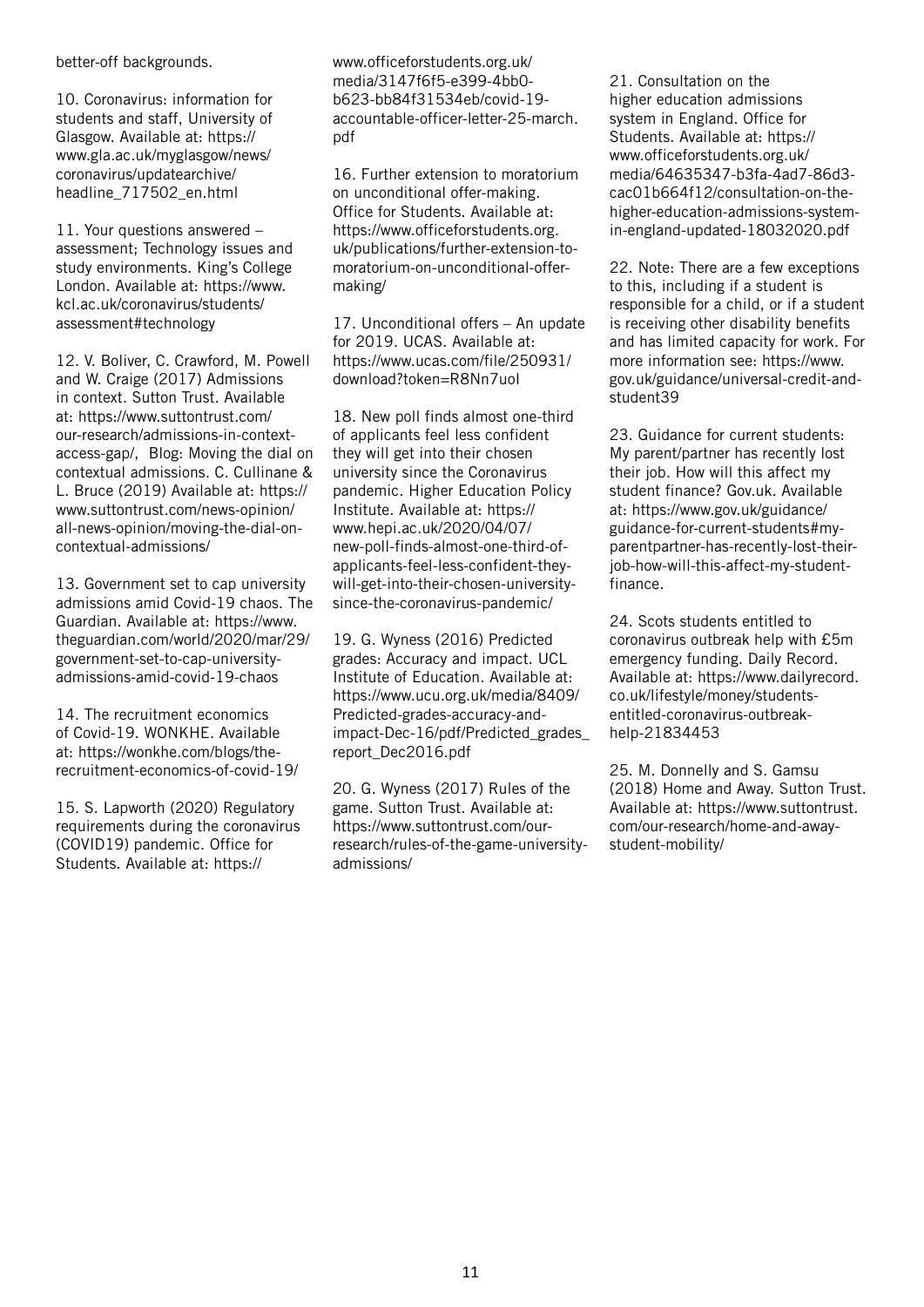better-off backgrounds.

10. Coronavirus: information for students and staff, University of Glasgow. Available at: https://www.gla.ac.uk/myglasgow/news/coronavirus/updatearchive/headline_717502_en.html

11. Your questions answered – assessment; Technology issues and study environments. King's College London. Available at: https://www.kcl.ac.uk/coronavirus/students/assessment#technology

12. V. Boliver, C. Crawford, M. Powell and W. Craige (2017) Admissions in context. Sutton Trust. Available at: https://www.suttontrust.com/our-research/admissions-in-context-access-gap/, Blog: Moving the dial on contextual admissions. C. Cullinane & L. Bruce (2019) Available at: https://www.suttontrust.com/news-opinion/all-news-opinion/moving-the-dial-on-contextual-admissions/

13. Government set to cap university admissions amid Covid-19 chaos. The Guardian. Available at: https://www.theguardian.com/world/2020/mar/29/government-set-to-cap-university-admissions-amid-covid-19-chaos

14. The recruitment economics of Covid-19. WONKHE. Available at: https://wonkhe.com/blogs/the-recruitment-economics-of-covid-19/

15. S. Lapworth (2020) Regulatory requirements during the coronavirus (COVID19) pandemic. Office for Students. Available at: https://www.officeforstudents.org.uk/media/3147f6f5-e399-4bb0-b623-bb84f31534eb/covid-19-accountable-officer-letter-25-march.pdf

16. Further extension to moratorium on unconditional offer-making. Office for Students. Available at: https://www.officeforstudents.org.uk/publications/further-extension-to-moratorium-on-unconditional-offer-making/

17. Unconditional offers – An update for 2019. UCAS. Available at: https://www.ucas.com/file/250931/download?token=R8Nn7uol

18. New poll finds almost one-third of applicants feel less confident they will get into their chosen university since the Coronavirus pandemic. Higher Education Policy Institute. Available at: https://www.hepi.ac.uk/2020/04/07/new-poll-finds-almost-one-third-of-applicants-feel-less-confident-they-will-get-into-their-chosen-university-since-the-coronavirus-pandemic/

19. G. Wyness (2016) Predicted grades: Accuracy and impact. UCL Institute of Education. Available at: https://www.ucu.org.uk/media/8409/Predicted-grades-accuracy-and-impact-Dec-16/pdf/Predicted_grades_report_Dec2016.pdf

20. G. Wyness (2017) Rules of the game. Sutton Trust. Available at: https://www.suttontrust.com/our-research/rules-of-the-game-university-admissions/

21. Consultation on the higher education admissions system in England. Office for Students. Available at: https://www.officeforstudents.org.uk/media/64635347-b3fa-4ad7-86d3-cac01b664f12/consultation-on-the-higher-education-admissions-system-in-england-updated-18032020.pdf

22. Note: There are a few exceptions to this, including if a student is responsible for a child, or if a student is receiving other disability benefits and has limited capacity for work. For more information see: https://www.gov.uk/guidance/universal-credit-and-student39

23. Guidance for current students: My parent/partner has recently lost their job. How will this affect my student finance? Gov.uk. Available at: https://www.gov.uk/guidance/guidance-for-current-students#my-parentpartner-has-recently-lost-their-job-how-will-this-affect-my-student-finance.

24. Scots students entitled to coronavirus outbreak help with £5m emergency funding. Daily Record. Available at: https://www.dailyrecord.co.uk/lifestyle/money/students-entitled-coronavirus-outbreak-help-21834453

25. M. Donnelly and S. Gamsu (2018) Home and Away. Sutton Trust. Available at: https://www.suttontrust.com/our-research/home-and-away-student-mobility/